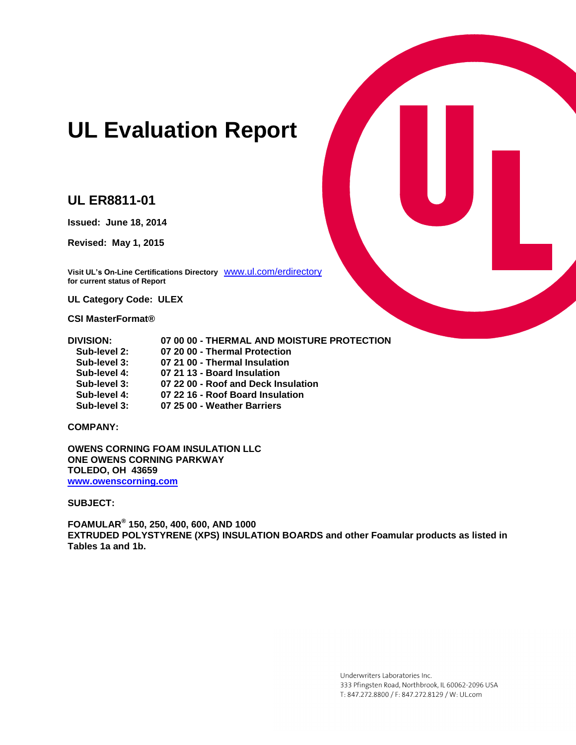# UL Evaluation Report

## UL ER8811-01

**Issued: June 18, 2014**

**Revised: May 1, 2015**

**Visit UL's On-Line Certifications Directory** www.ul.com/erdirectory
**for current status of Report**

**UL Category Code: ULEX**

**CSI MasterFormat®**

| | |
|---|---|
| **DIVISION:** | **07 00 00 - THERMAL AND MOISTURE PROTECTION** |
| **Sub-level 2:** | **07 20 00 - Thermal Protection** |
| **Sub-level 3:** | **07 21 00 - Thermal Insulation** |
| **Sub-level 4:** | **07 21 13 - Board Insulation** |
| **Sub-level 3:** | **07 22 00 - Roof and Deck Insulation** |
| **Sub-level 4:** | **07 22 16 - Roof Board Insulation** |
| **Sub-level 3:** | **07 25 00 - Weather Barriers** |

**COMPANY:**

**OWENS CORNING FOAM INSULATION LLC**
**ONE OWENS CORNING PARKWAY**
**TOLEDO, OH 43659**
**www.owenscorning.com**

**SUBJECT:**

**FOAMULAR® 150, 250, 400, 600, AND 1000**
**EXTRUDED POLYSTYRENE (XPS) INSULATION BOARDS and other Foamular products as listed in Tables 1a and 1b.**

Underwriters Laboratories Inc.
333 Pfingsten Road, Northbrook, IL 60062-2096 USA
T: 847.272.8800 / F: 847.272.8129 / W: UL.com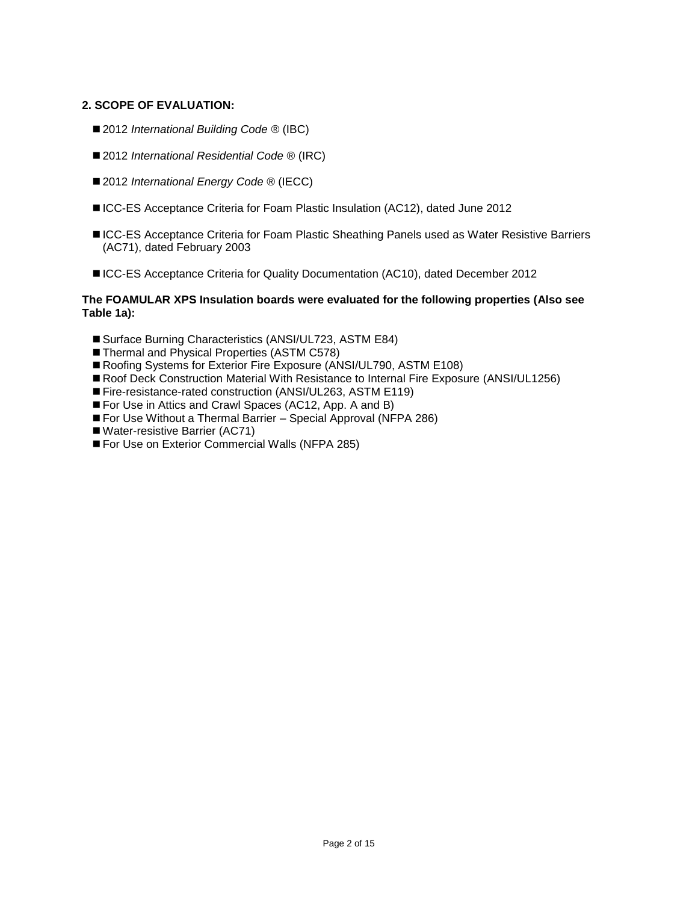## 2. SCOPE OF EVALUATION:

- 2012 *International Building Code* ® (IBC)
- 2012 *International Residential Code* ® (IRC)
- 2012 *International Energy Code* ® (IECC)
- ICC-ES Acceptance Criteria for Foam Plastic Insulation (AC12), dated June 2012
- ICC-ES Acceptance Criteria for Foam Plastic Sheathing Panels used as Water Resistive Barriers (AC71), dated February 2003
- ICC-ES Acceptance Criteria for Quality Documentation (AC10), dated December 2012

**The FOAMULAR XPS Insulation boards were evaluated for the following properties (Also see Table 1a):**

- Surface Burning Characteristics (ANSI/UL723, ASTM E84)
- Thermal and Physical Properties (ASTM C578)
- Roofing Systems for Exterior Fire Exposure (ANSI/UL790, ASTM E108)
- Roof Deck Construction Material With Resistance to Internal Fire Exposure (ANSI/UL1256)
- Fire-resistance-rated construction (ANSI/UL263, ASTM E119)
- For Use in Attics and Crawl Spaces (AC12, App. A and B)
- For Use Without a Thermal Barrier – Special Approval (NFPA 286)
- Water-resistive Barrier (AC71)
- For Use on Exterior Commercial Walls (NFPA 285)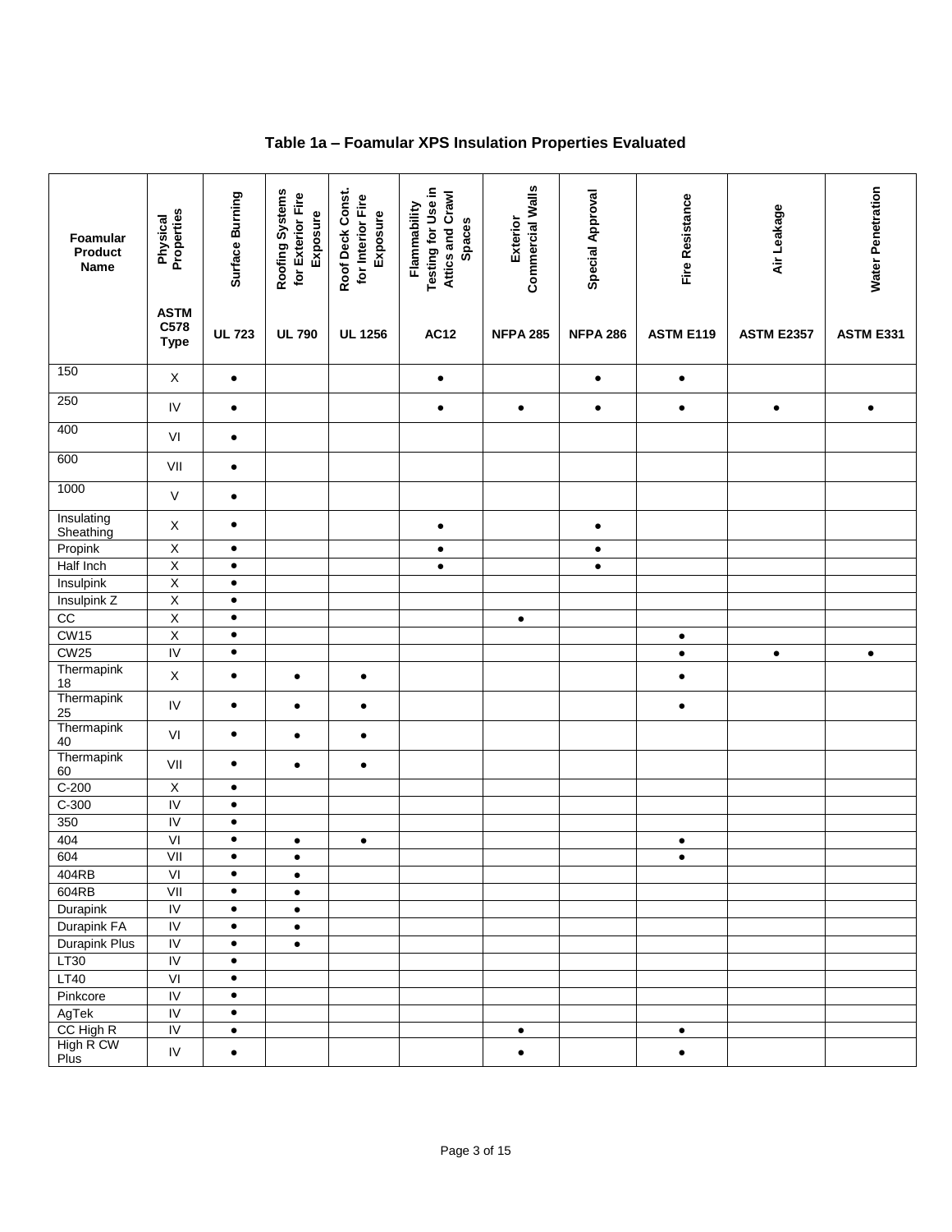### Table 1a – Foamular XPS Insulation Properties Evaluated

| Foamular Product Name | Physical Properties ASTM C578 Type | Surface Burning UL 723 | Roofing Systems for Exterior Fire Exposure UL 790 | Roof Deck Const. for Interior Fire Exposure UL 1256 | Flammability Testing for Use in Attics and Crawl Spaces AC12 | Exterior Commercial Walls NFPA 285 | Special Approval NFPA 286 | Fire Resistance ASTM E119 | Air Leakage ASTM E2357 | Water Penetration ASTM E331 |
|---|---|---|---|---|---|---|---|---|---|---|
| 150 | X | • | | | • | | • | • | | |
| 250 | IV | • | | | • | • | • | • | • | • |
| 400 | VI | • | | | | | | | | |
| 600 | VII | • | | | | | | | | |
| 1000 | V | • | | | | | | | | |
| Insulating Sheathing | X | • | | | • | | • | | | |
| Propink | X | • | | | • | | • | | | |
| Half Inch | X | • | | | • | | • | | | |
| Insulpink | X | • | | | | | | | | |
| Insulpink Z | X | • | | | | | | | | |
| CC | X | • | | | | • | | | | |
| CW15 | X | • | | | | | | • | | |
| CW25 | IV | • | | | | | | • | • | • |
| Thermapink 18 | X | • | • | • | | | | • | | |
| Thermapink 25 | IV | • | • | • | | | | • | | |
| Thermapink 40 | VI | • | • | • | | | | | | |
| Thermapink 60 | VII | • | • | • | | | | | | |
| C-200 | X | • | | | | | | | | |
| C-300 | IV | • | | | | | | | | |
| 350 | IV | • | | | | | | | | |
| 404 | VI | • | • | • | | | | • | | |
| 604 | VII | • | • | | | | | • | | |
| 404RB | VI | • | • | | | | | | | |
| 604RB | VII | • | • | | | | | | | |
| Durapink | IV | • | • | | | | | | | |
| Durapink FA | IV | • | • | | | | | | | |
| Durapink Plus | IV | • | • | | | | | | | |
| LT30 | IV | • | | | | | | | | |
| LT40 | VI | • | | | | | | | | |
| Pinkcore | IV | • | | | | | | | | |
| AgTek | IV | • | | | | | | | | |
| CC High R | IV | • | | | | • | | • | | |
| High R CW Plus | IV | • | | | | • | | • | | |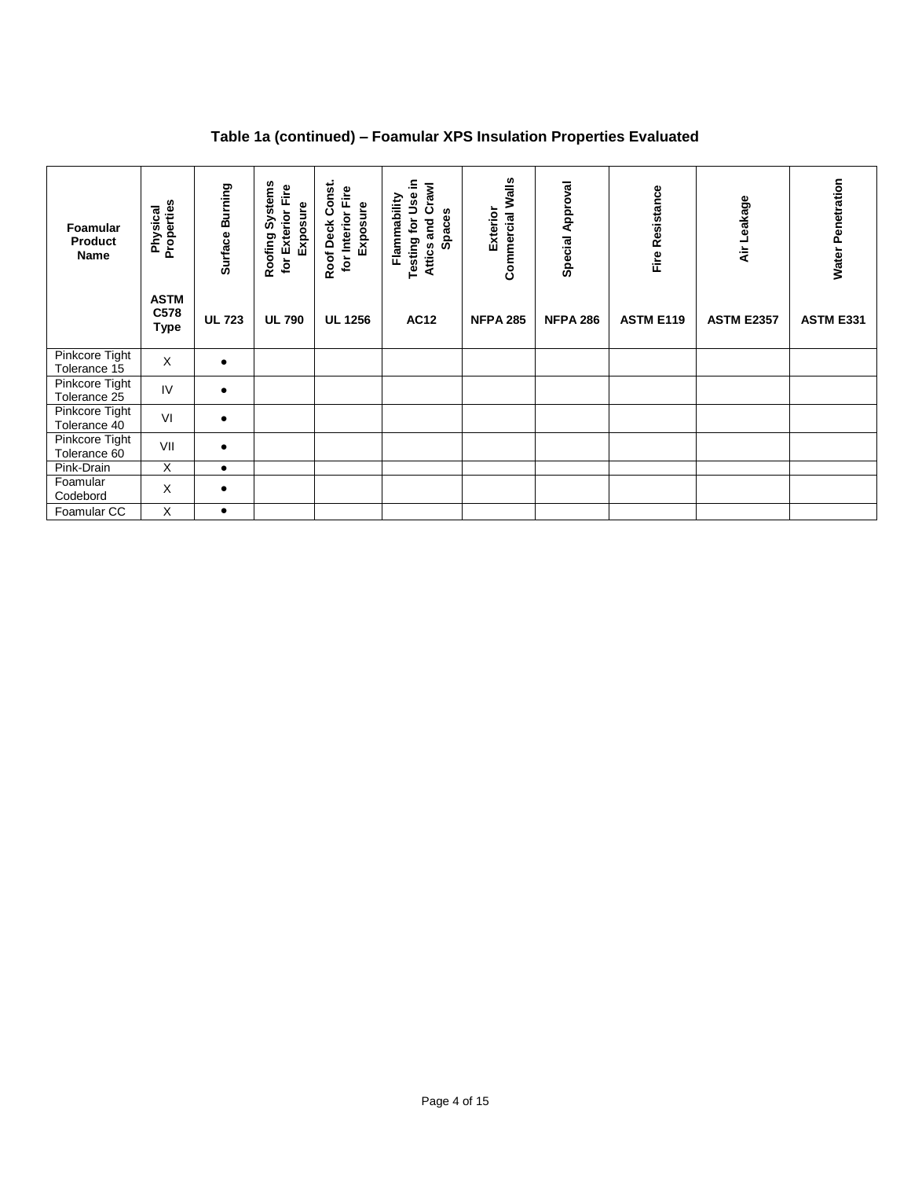**Table 1a (continued) – Foamular XPS Insulation Properties Evaluated**

| Foamular Product Name | Physical Properties ASTM C578 Type | Surface Burning UL 723 | Roofing Systems for Exterior Fire Exposure UL 790 | Roof Deck Const. for Interior Fire Exposure UL 1256 | Flammability Testing for Use in Attics and Crawl Spaces AC12 | Exterior Commercial Walls NFPA 285 | Special Approval NFPA 286 | Fire Resistance ASTM E119 | Air Leakage ASTM E2357 | Water Penetration ASTM E331 |
|---|---|---|---|---|---|---|---|---|---|---|
| Pinkcore Tight Tolerance 15 | X | • | | | | | | | | |
| Pinkcore Tight Tolerance 25 | IV | • | | | | | | | | |
| Pinkcore Tight Tolerance 40 | VI | • | | | | | | | | |
| Pinkcore Tight Tolerance 60 | VII | • | | | | | | | | |
| Pink-Drain | X | • | | | | | | | | |
| Foamular Codebord | X | • | | | | | | | | |
| Foamular CC | X | • | | | | | | | | |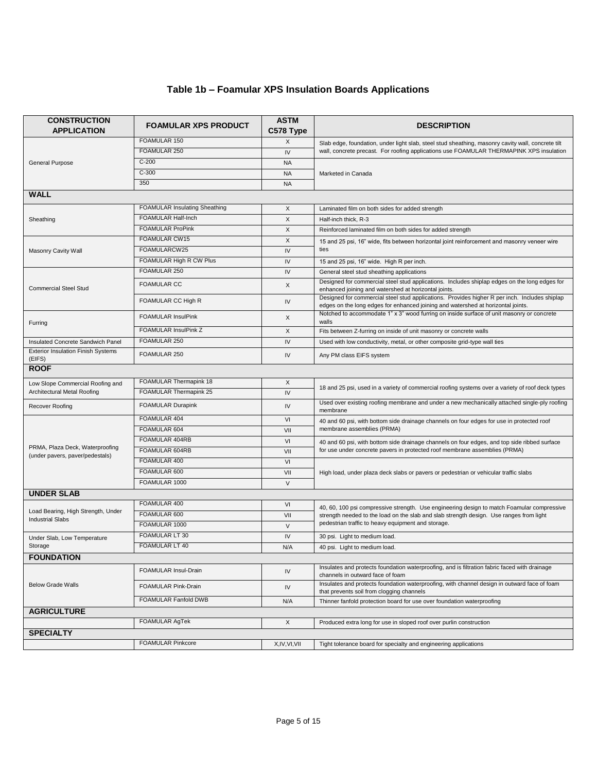## Table 1b – Foamular XPS Insulation Boards Applications

| CONSTRUCTION APPLICATION | FOAMULAR XPS PRODUCT | ASTM C578 Type | DESCRIPTION |
|---|---|---|---|
| General Purpose | FOAMULAR 150 | X | Slab edge, foundation, under light slab, steel stud sheathing, masonry cavity wall, concrete tilt wall, concrete precast. For roofing applications use FOAMULAR THERMAPINK XPS insulation |
| | FOAMULAR 250 | IV | |
| | C-200 | NA | Marketed in Canada |
| | C-300 | NA | |
| | 350 | NA | |
| **WALL** | | | |
| Sheathing | FOAMULAR Insulating Sheathing | X | Laminated film on both sides for added strength |
| | FOAMULAR Half-Inch | X | Half-inch thick, R-3 |
| | FOAMULAR ProPink | X | Reinforced laminated film on both sides for added strength |
| Masonry Cavity Wall | FOAMULAR CW15 | X | 15 and 25 psi, 16" wide, fits between horizontal joint reinforcement and masonry veneer wire ties |
| | FOAMULARCW25 | IV | |
| | FOAMULAR High R CW Plus | IV | 15 and 25 psi, 16" wide. High R per inch. |
| Commercial Steel Stud | FOAMULAR 250 | IV | General steel stud sheathing applications |
| | FOAMULAR CC | X | Designed for commercial steel stud applications. Includes shiplap edges on the long edges for enhanced joining and watershed at horizontal joints. |
| | FOAMULAR CC High R | IV | Designed for commercial steel stud applications. Provides higher R per inch. Includes shiplap edges on the long edges for enhanced joining and watershed at horizontal joints. |
| Furring | FOAMULAR InsulPink | X | Notched to accommodate 1" x 3" wood furring on inside surface of unit masonry or concrete walls |
| | FOAMULAR InsulPink Z | X | Fits between Z-furring on inside of unit masonry or concrete walls |
| Insulated Concrete Sandwich Panel | FOAMULAR 250 | IV | Used with low conductivity, metal, or other composite grid-type wall ties |
| Exterior Insulation Finish Systems (EIFS) | FOAMULAR 250 | IV | Any PM class EIFS system |
| **ROOF** | | | |
| Low Slope Commercial Roofing and Architectural Metal Roofing | FOAMULAR Thermapink 18 | X | 18 and 25 psi, used in a variety of commercial roofing systems over a variety of roof deck types |
| | FOAMULAR Thermapink 25 | IV | |
| Recover Roofing | FOAMULAR Durapink | IV | Used over existing roofing membrane and under a new mechanically attached single-ply roofing membrane |
| PRMA, Plaza Deck, Waterproofing (under pavers, paver/pedestals) | FOAMULAR 404 | VI | 40 and 60 psi, with bottom side drainage channels on four edges for use in protected roof membrane assemblies (PRMA) |
| | FOAMULAR 604 | VII | |
| | FOAMULAR 404RB | VI | 40 and 60 psi, with bottom side drainage channels on four edges, and top side ribbed surface for use under concrete pavers in protected roof membrane assemblies (PRMA) |
| | FOAMULAR 604RB | VII | |
| | FOAMULAR 400 | VI | High load, under plaza deck slabs or pavers or pedestrian or vehicular traffic slabs |
| | FOAMULAR 600 | VII | |
| | FOAMULAR 1000 | V | |
| **UNDER SLAB** | | | |
| Load Bearing, High Strength, Under Industrial Slabs | FOAMULAR 400 | VI | 40, 60, 100 psi compressive strength. Use engineering design to match Foamular compressive strength needed to the load on the slab and slab strength design. Use ranges from light pedestrian traffic to heavy equipment and storage. |
| | FOAMULAR 600 | VII | |
| | FOAMULAR 1000 | V | |
| Under Slab, Low Temperature Storage | FOAMULAR LT 30 | IV | 30 psi. Light to medium load. |
| | FOAMULAR LT 40 | N/A | 40 psi. Light to medium load. |
| **FOUNDATION** | | | |
| Below Grade Walls | FOAMULAR Insul-Drain | IV | Insulates and protects foundation waterproofing, and is filtration fabric faced with drainage channels in outward face of foam |
| | FOAMULAR Pink-Drain | IV | Insulates and protects foundation waterproofing, with channel design in outward face of foam that prevents soil from clogging channels |
| | FOAMULAR Fanfold DWB | N/A | Thinner fanfold protection board for use over foundation waterproofing |
| **AGRICULTURE** | | | |
| | FOAMULAR AgTek | X | Produced extra long for use in sloped roof over purlin construction |
| **SPECIALTY** | | | |
| | FOAMULAR Pinkcore | X,IV,VI,VII | Tight tolerance board for specialty and engineering applications |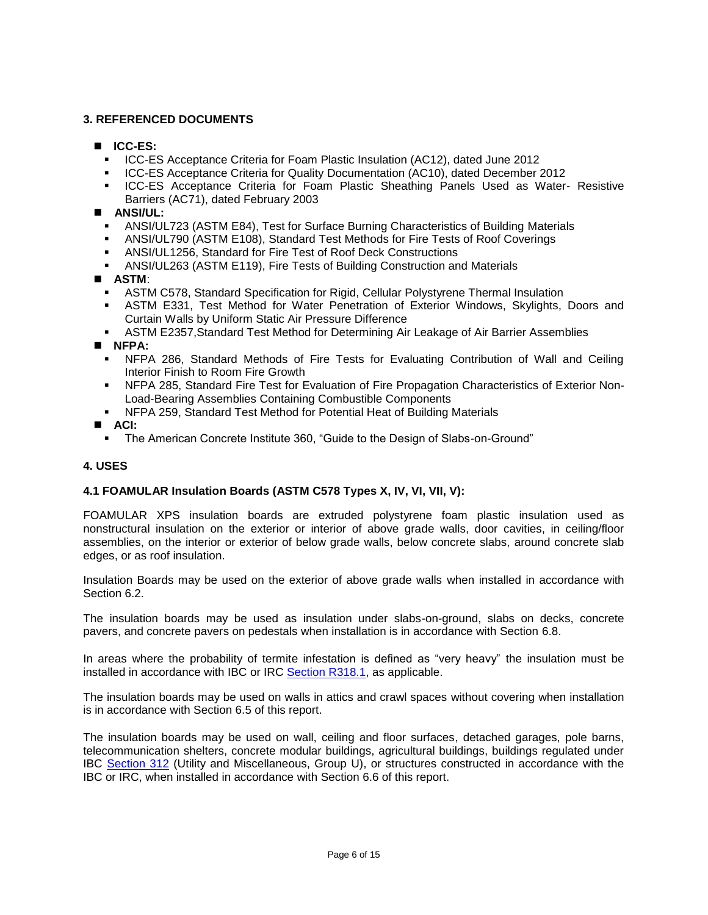## 3. REFERENCED DOCUMENTS

- **ICC-ES:**
  - ICC-ES Acceptance Criteria for Foam Plastic Insulation (AC12), dated June 2012
  - ICC-ES Acceptance Criteria for Quality Documentation (AC10), dated December 2012
  - ICC-ES Acceptance Criteria for Foam Plastic Sheathing Panels Used as Water- Resistive Barriers (AC71), dated February 2003
- **ANSI/UL:**
  - ANSI/UL723 (ASTM E84), Test for Surface Burning Characteristics of Building Materials
  - ANSI/UL790 (ASTM E108), Standard Test Methods for Fire Tests of Roof Coverings
  - ANSI/UL1256, Standard for Fire Test of Roof Deck Constructions
  - ANSI/UL263 (ASTM E119), Fire Tests of Building Construction and Materials
- **ASTM**:
  - ASTM C578, Standard Specification for Rigid, Cellular Polystyrene Thermal Insulation
  - ASTM E331, Test Method for Water Penetration of Exterior Windows, Skylights, Doors and Curtain Walls by Uniform Static Air Pressure Difference
  - ASTM E2357,Standard Test Method for Determining Air Leakage of Air Barrier Assemblies
- **NFPA:**
  - NFPA 286, Standard Methods of Fire Tests for Evaluating Contribution of Wall and Ceiling Interior Finish to Room Fire Growth
  - NFPA 285, Standard Fire Test for Evaluation of Fire Propagation Characteristics of Exterior Non-Load-Bearing Assemblies Containing Combustible Components
  - NFPA 259, Standard Test Method for Potential Heat of Building Materials
- **ACI:**
  - The American Concrete Institute 360, "Guide to the Design of Slabs-on-Ground"

## 4. USES

### 4.1 FOAMULAR Insulation Boards (ASTM C578 Types X, IV, VI, VII, V):

FOAMULAR XPS insulation boards are extruded polystyrene foam plastic insulation used as nonstructural insulation on the exterior or interior of above grade walls, door cavities, in ceiling/floor assemblies, on the interior or exterior of below grade walls, below concrete slabs, around concrete slab edges, or as roof insulation.

Insulation Boards may be used on the exterior of above grade walls when installed in accordance with Section 6.2.

The insulation boards may be used as insulation under slabs-on-ground, slabs on decks, concrete pavers, and concrete pavers on pedestals when installation is in accordance with Section 6.8.

In areas where the probability of termite infestation is defined as "very heavy" the insulation must be installed in accordance with IBC or IRC Section R318.1, as applicable.

The insulation boards may be used on walls in attics and crawl spaces without covering when installation is in accordance with Section 6.5 of this report.

The insulation boards may be used on wall, ceiling and floor surfaces, detached garages, pole barns, telecommunication shelters, concrete modular buildings, agricultural buildings, buildings regulated under IBC Section 312 (Utility and Miscellaneous, Group U), or structures constructed in accordance with the IBC or IRC, when installed in accordance with Section 6.6 of this report.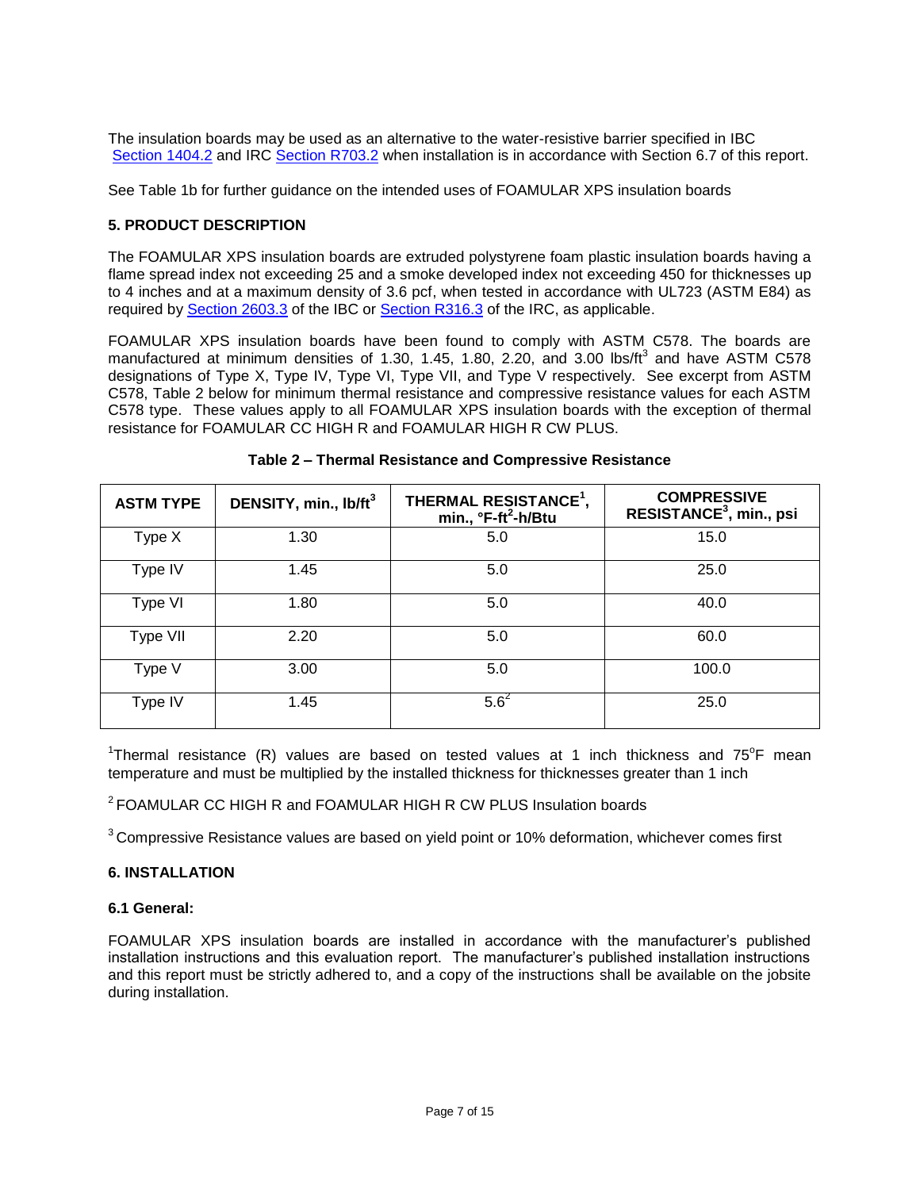The insulation boards may be used as an alternative to the water-resistive barrier specified in IBC Section 1404.2 and IRC Section R703.2 when installation is in accordance with Section 6.7 of this report.

See Table 1b for further guidance on the intended uses of FOAMULAR XPS insulation boards

## 5. PRODUCT DESCRIPTION

The FOAMULAR XPS insulation boards are extruded polystyrene foam plastic insulation boards having a flame spread index not exceeding 25 and a smoke developed index not exceeding 450 for thicknesses up to 4 inches and at a maximum density of 3.6 pcf, when tested in accordance with UL723 (ASTM E84) as required by Section 2603.3 of the IBC or Section R316.3 of the IRC, as applicable.

FOAMULAR XPS insulation boards have been found to comply with ASTM C578. The boards are manufactured at minimum densities of 1.30, 1.45, 1.80, 2.20, and 3.00 lbs/ft$^3$ and have ASTM C578 designations of Type X, Type IV, Type VI, Type VII, and Type V respectively. See excerpt from ASTM C578, Table 2 below for minimum thermal resistance and compressive resistance values for each ASTM C578 type. These values apply to all FOAMULAR XPS insulation boards with the exception of thermal resistance for FOAMULAR CC HIGH R and FOAMULAR HIGH R CW PLUS.

**Table 2 – Thermal Resistance and Compressive Resistance**

| ASTM TYPE | DENSITY, min., lb/ft$^3$ | THERMAL RESISTANCE[1], min., °F-ft$^2$-h/Btu | COMPRESSIVE RESISTANCE[3], min., psi |
|---|---|---|---|
| Type X | 1.30 | 5.0 | 15.0 |
| Type IV | 1.45 | 5.0 | 25.0 |
| Type VI | 1.80 | 5.0 | 40.0 |
| Type VII | 2.20 | 5.0 | 60.0 |
| Type V | 3.00 | 5.0 | 100.0 |
| Type IV | 1.45 | 5.6[2] | 25.0 |

[1]Thermal resistance (R) values are based on tested values at 1 inch thickness and 75°F mean temperature and must be multiplied by the installed thickness for thicknesses greater than 1 inch

[2] FOAMULAR CC HIGH R and FOAMULAR HIGH R CW PLUS Insulation boards

[3] Compressive Resistance values are based on yield point or 10% deformation, whichever comes first

## 6. INSTALLATION

### 6.1 General:

FOAMULAR XPS insulation boards are installed in accordance with the manufacturer's published installation instructions and this evaluation report. The manufacturer's published installation instructions and this report must be strictly adhered to, and a copy of the instructions shall be available on the jobsite during installation.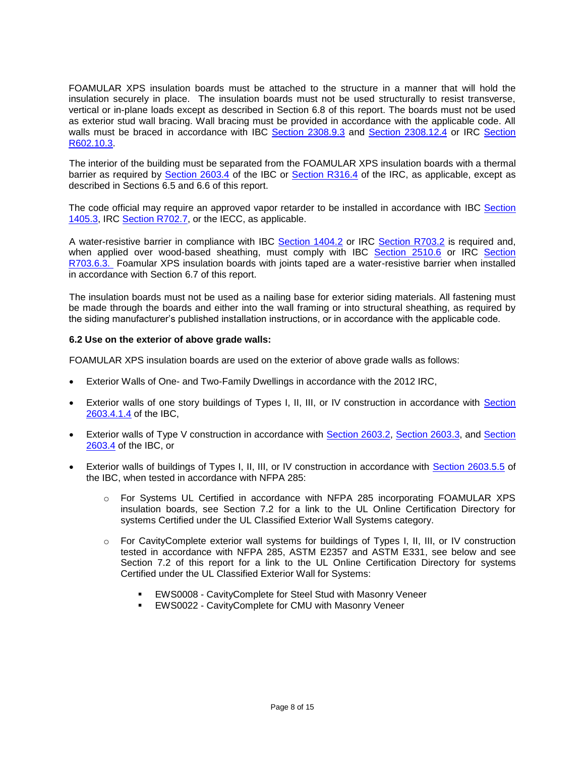FOAMULAR XPS insulation boards must be attached to the structure in a manner that will hold the insulation securely in place. The insulation boards must not be used structurally to resist transverse, vertical or in-plane loads except as described in Section 6.8 of this report. The boards must not be used as exterior stud wall bracing. Wall bracing must be provided in accordance with the applicable code. All walls must be braced in accordance with IBC Section 2308.9.3 and Section 2308.12.4 or IRC Section R602.10.3.

The interior of the building must be separated from the FOAMULAR XPS insulation boards with a thermal barrier as required by Section 2603.4 of the IBC or Section R316.4 of the IRC, as applicable, except as described in Sections 6.5 and 6.6 of this report.

The code official may require an approved vapor retarder to be installed in accordance with IBC Section 1405.3, IRC Section R702.7, or the IECC, as applicable.

A water-resistive barrier in compliance with IBC Section 1404.2 or IRC Section R703.2 is required and, when applied over wood-based sheathing, must comply with IBC Section 2510.6 or IRC Section R703.6.3. Foamular XPS insulation boards with joints taped are a water-resistive barrier when installed in accordance with Section 6.7 of this report.

The insulation boards must not be used as a nailing base for exterior siding materials. All fastening must be made through the boards and either into the wall framing or into structural sheathing, as required by the siding manufacturer's published installation instructions, or in accordance with the applicable code.

**6.2 Use on the exterior of above grade walls:**

FOAMULAR XPS insulation boards are used on the exterior of above grade walls as follows:

- Exterior Walls of One- and Two-Family Dwellings in accordance with the 2012 IRC,
- Exterior walls of one story buildings of Types I, II, III, or IV construction in accordance with Section 2603.4.1.4 of the IBC,
- Exterior walls of Type V construction in accordance with Section 2603.2, Section 2603.3, and Section 2603.4 of the IBC, or
- Exterior walls of buildings of Types I, II, III, or IV construction in accordance with Section 2603.5.5 of the IBC, when tested in accordance with NFPA 285:
  - For Systems UL Certified in accordance with NFPA 285 incorporating FOAMULAR XPS insulation boards, see Section 7.2 for a link to the UL Online Certification Directory for systems Certified under the UL Classified Exterior Wall Systems category.
  - For CavityComplete exterior wall systems for buildings of Types I, II, III, or IV construction tested in accordance with NFPA 285, ASTM E2357 and ASTM E331, see below and see Section 7.2 of this report for a link to the UL Online Certification Directory for systems Certified under the UL Classified Exterior Wall for Systems:
    - EWS0008 - CavityComplete for Steel Stud with Masonry Veneer
    - EWS0022 - CavityComplete for CMU with Masonry Veneer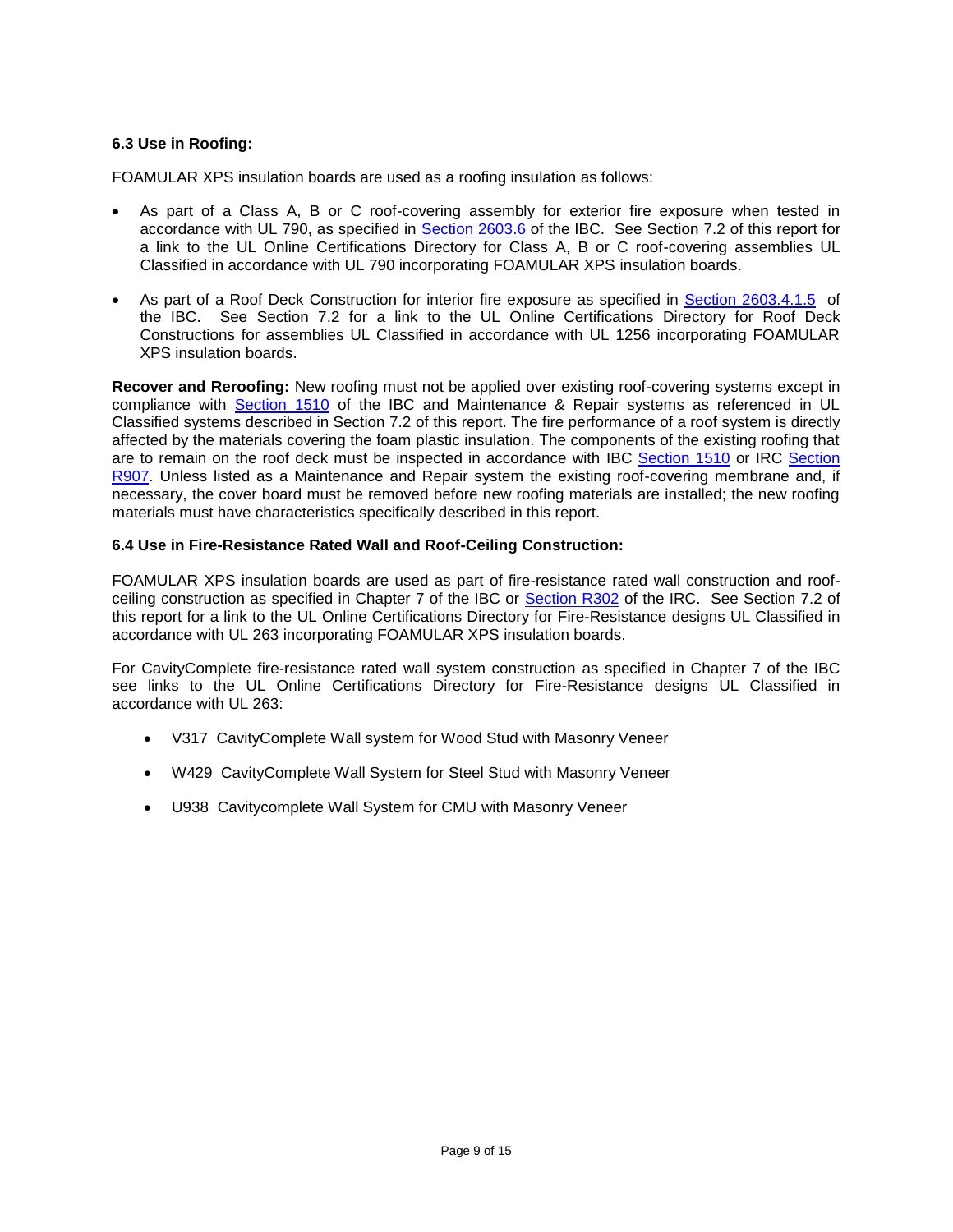### 6.3 Use in Roofing:

FOAMULAR XPS insulation boards are used as a roofing insulation as follows:

- As part of a Class A, B or C roof-covering assembly for exterior fire exposure when tested in accordance with UL 790, as specified in Section 2603.6 of the IBC. See Section 7.2 of this report for a link to the UL Online Certifications Directory for Class A, B or C roof-covering assemblies UL Classified in accordance with UL 790 incorporating FOAMULAR XPS insulation boards.
- As part of a Roof Deck Construction for interior fire exposure as specified in Section 2603.4.1.5 of the IBC. See Section 7.2 for a link to the UL Online Certifications Directory for Roof Deck Constructions for assemblies UL Classified in accordance with UL 1256 incorporating FOAMULAR XPS insulation boards.

**Recover and Reroofing:** New roofing must not be applied over existing roof-covering systems except in compliance with Section 1510 of the IBC and Maintenance & Repair systems as referenced in UL Classified systems described in Section 7.2 of this report. The fire performance of a roof system is directly affected by the materials covering the foam plastic insulation. The components of the existing roofing that are to remain on the roof deck must be inspected in accordance with IBC Section 1510 or IRC Section R907. Unless listed as a Maintenance and Repair system the existing roof-covering membrane and, if necessary, the cover board must be removed before new roofing materials are installed; the new roofing materials must have characteristics specifically described in this report.

### 6.4 Use in Fire-Resistance Rated Wall and Roof-Ceiling Construction:

FOAMULAR XPS insulation boards are used as part of fire-resistance rated wall construction and roof-ceiling construction as specified in Chapter 7 of the IBC or Section R302 of the IRC. See Section 7.2 of this report for a link to the UL Online Certifications Directory for Fire-Resistance designs UL Classified in accordance with UL 263 incorporating FOAMULAR XPS insulation boards.

For CavityComplete fire-resistance rated wall system construction as specified in Chapter 7 of the IBC see links to the UL Online Certifications Directory for Fire-Resistance designs UL Classified in accordance with UL 263:

- V317 CavityComplete Wall system for Wood Stud with Masonry Veneer
- W429 CavityComplete Wall System for Steel Stud with Masonry Veneer
- U938 Cavitycomplete Wall System for CMU with Masonry Veneer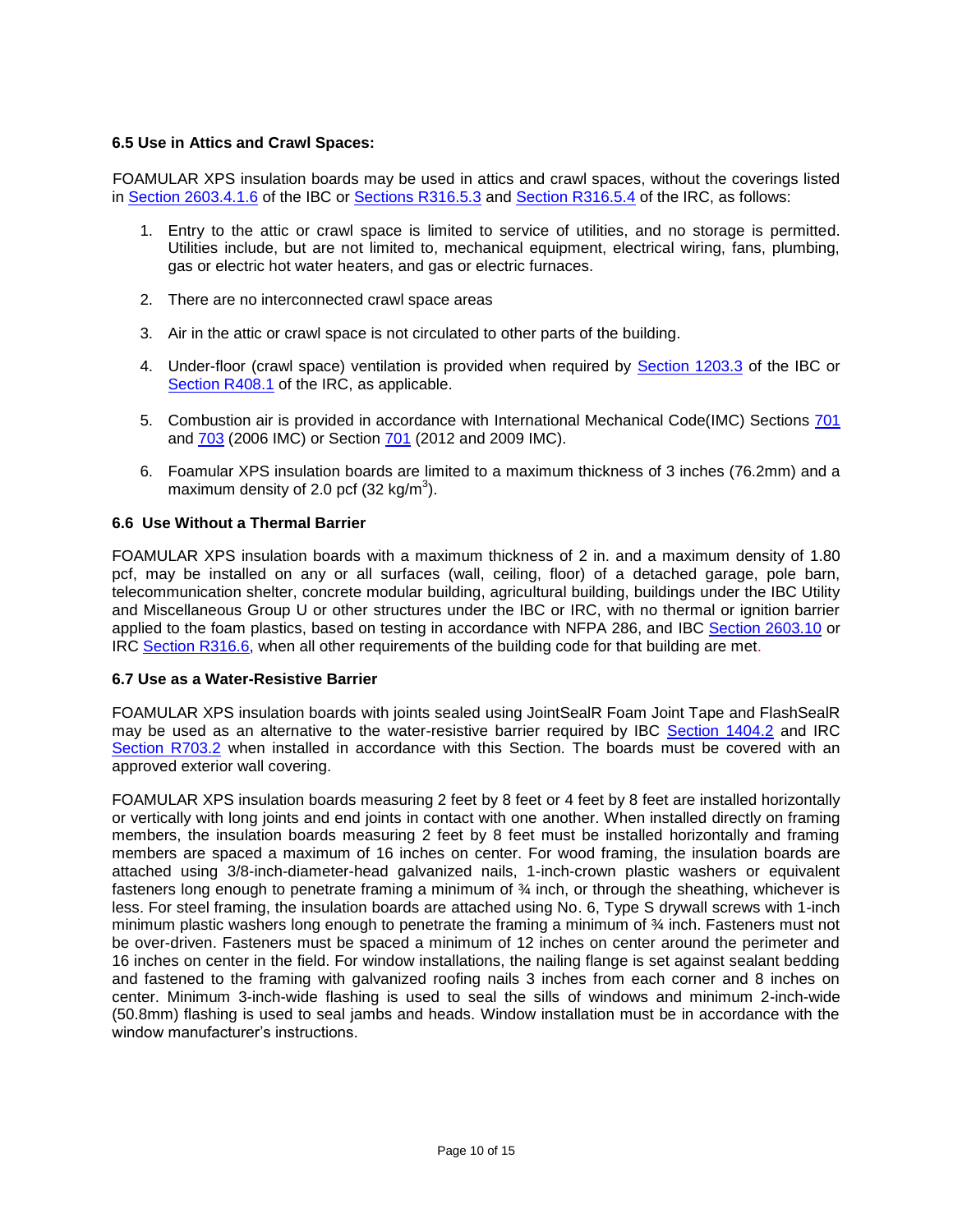### 6.5 Use in Attics and Crawl Spaces:

FOAMULAR XPS insulation boards may be used in attics and crawl spaces, without the coverings listed in Section 2603.4.1.6 of the IBC or Sections R316.5.3 and Section R316.5.4 of the IRC, as follows:

1. Entry to the attic or crawl space is limited to service of utilities, and no storage is permitted. Utilities include, but are not limited to, mechanical equipment, electrical wiring, fans, plumbing, gas or electric hot water heaters, and gas or electric furnaces.

2. There are no interconnected crawl space areas

3. Air in the attic or crawl space is not circulated to other parts of the building.

4. Under-floor (crawl space) ventilation is provided when required by Section 1203.3 of the IBC or Section R408.1 of the IRC, as applicable.

5. Combustion air is provided in accordance with International Mechanical Code(IMC) Sections 701 and 703 (2006 IMC) or Section 701 (2012 and 2009 IMC).

6. Foamular XPS insulation boards are limited to a maximum thickness of 3 inches (76.2mm) and a maximum density of 2.0 pcf (32 kg/m$^3$).

### 6.6 Use Without a Thermal Barrier

FOAMULAR XPS insulation boards with a maximum thickness of 2 in. and a maximum density of 1.80 pcf, may be installed on any or all surfaces (wall, ceiling, floor) of a detached garage, pole barn, telecommunication shelter, concrete modular building, agricultural building, buildings under the IBC Utility and Miscellaneous Group U or other structures under the IBC or IRC, with no thermal or ignition barrier applied to the foam plastics, based on testing in accordance with NFPA 286, and IBC Section 2603.10 or IRC Section R316.6, when all other requirements of the building code for that building are met.

### 6.7 Use as a Water-Resistive Barrier

FOAMULAR XPS insulation boards with joints sealed using JointSealR Foam Joint Tape and FlashSealR may be used as an alternative to the water-resistive barrier required by IBC Section 1404.2 and IRC Section R703.2 when installed in accordance with this Section. The boards must be covered with an approved exterior wall covering.

FOAMULAR XPS insulation boards measuring 2 feet by 8 feet or 4 feet by 8 feet are installed horizontally or vertically with long joints and end joints in contact with one another. When installed directly on framing members, the insulation boards measuring 2 feet by 8 feet must be installed horizontally and framing members are spaced a maximum of 16 inches on center. For wood framing, the insulation boards are attached using 3/8-inch-diameter-head galvanized nails, 1-inch-crown plastic washers or equivalent fasteners long enough to penetrate framing a minimum of ¾ inch, or through the sheathing, whichever is less. For steel framing, the insulation boards are attached using No. 6, Type S drywall screws with 1-inch minimum plastic washers long enough to penetrate the framing a minimum of ¾ inch. Fasteners must not be over-driven. Fasteners must be spaced a minimum of 12 inches on center around the perimeter and 16 inches on center in the field. For window installations, the nailing flange is set against sealant bedding and fastened to the framing with galvanized roofing nails 3 inches from each corner and 8 inches on center. Minimum 3-inch-wide flashing is used to seal the sills of windows and minimum 2-inch-wide (50.8mm) flashing is used to seal jambs and heads. Window installation must be in accordance with the window manufacturer's instructions.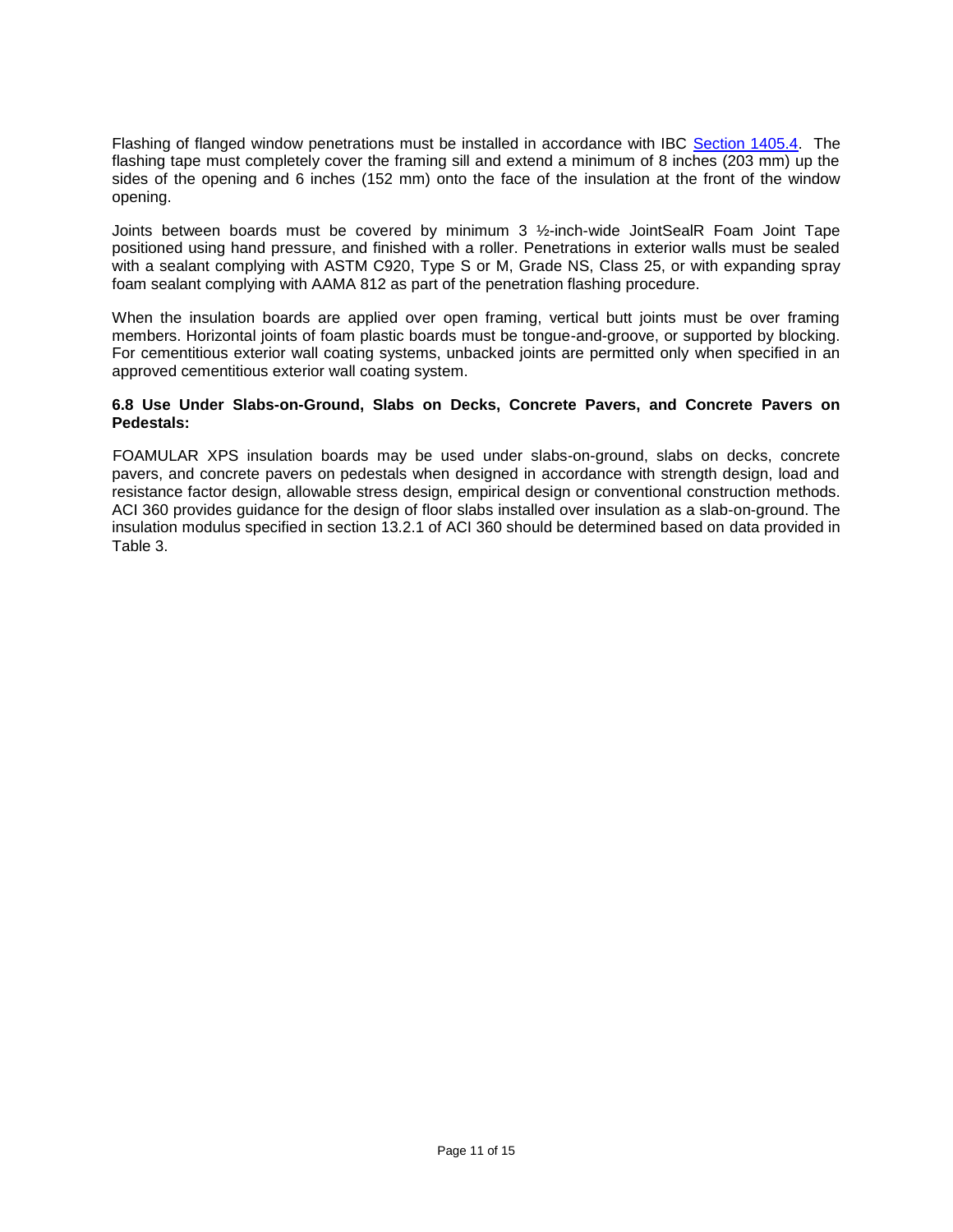Flashing of flanged window penetrations must be installed in accordance with IBC [Section 1405.4](). The flashing tape must completely cover the framing sill and extend a minimum of 8 inches (203 mm) up the sides of the opening and 6 inches (152 mm) onto the face of the insulation at the front of the window opening.

Joints between boards must be covered by minimum 3 ½-inch-wide JointSealR Foam Joint Tape positioned using hand pressure, and finished with a roller. Penetrations in exterior walls must be sealed with a sealant complying with ASTM C920, Type S or M, Grade NS, Class 25, or with expanding spray foam sealant complying with AAMA 812 as part of the penetration flashing procedure.

When the insulation boards are applied over open framing, vertical butt joints must be over framing members. Horizontal joints of foam plastic boards must be tongue-and-groove, or supported by blocking. For cementitious exterior wall coating systems, unbacked joints are permitted only when specified in an approved cementitious exterior wall coating system.

**6.8 Use Under Slabs-on-Ground, Slabs on Decks, Concrete Pavers, and Concrete Pavers on Pedestals:**

FOAMULAR XPS insulation boards may be used under slabs-on-ground, slabs on decks, concrete pavers, and concrete pavers on pedestals when designed in accordance with strength design, load and resistance factor design, allowable stress design, empirical design or conventional construction methods. ACI 360 provides guidance for the design of floor slabs installed over insulation as a slab-on-ground. The insulation modulus specified in section 13.2.1 of ACI 360 should be determined based on data provided in Table 3.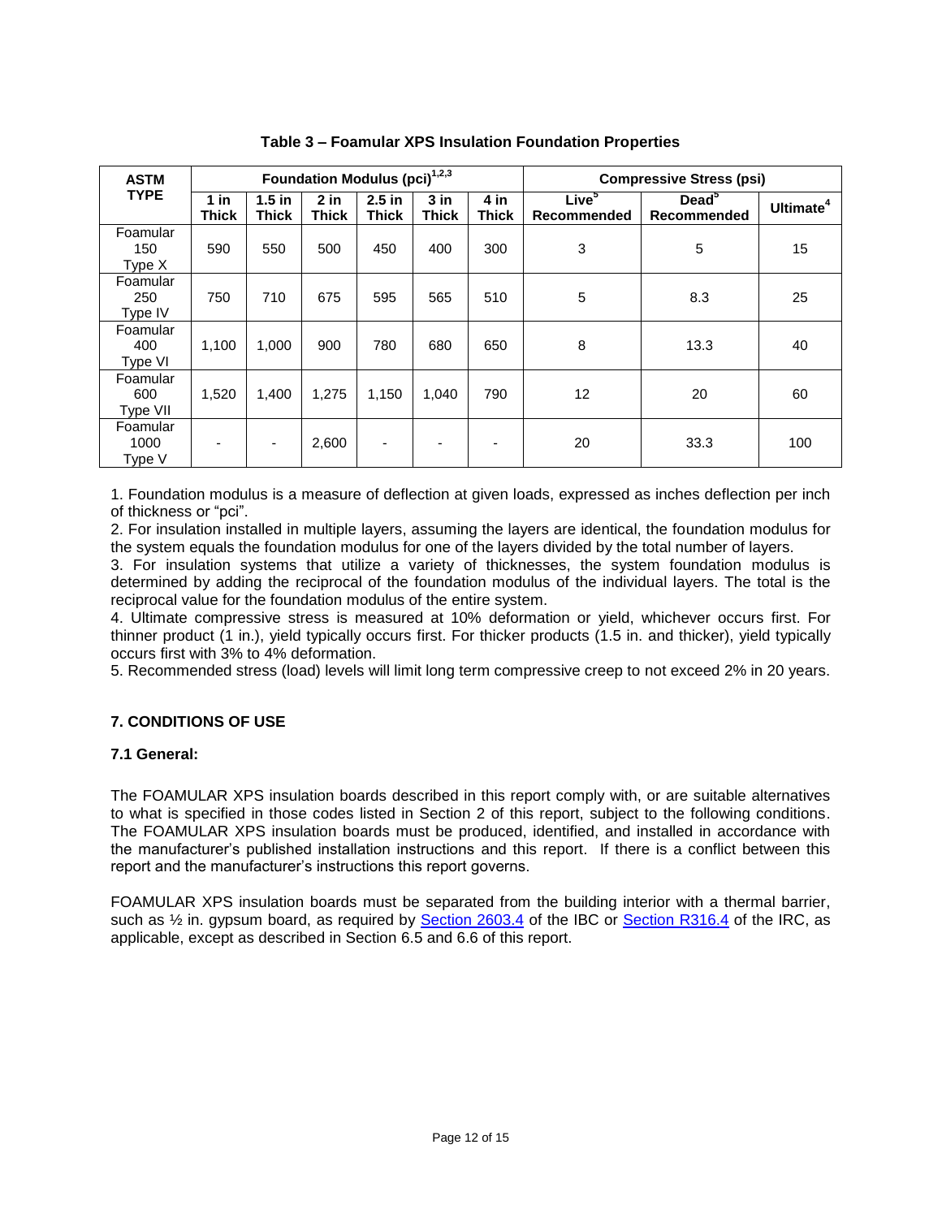**Table 3 – Foamular XPS Insulation Foundation Properties**

| ASTM TYPE | Foundation Modulus (pci)[1,2,3] | | | | | | Compressive Stress (psi) | | |
|---|---|---|---|---|---|---|---|---|---|
| | 1 in Thick | 1.5 in Thick | 2 in Thick | 2.5 in Thick | 3 in Thick | 4 in Thick | Live[5] Recommended | Dead[5] Recommended | Ultimate[4] |
| Foamular 150 Type X | 590 | 550 | 500 | 450 | 400 | 300 | 3 | 5 | 15 |
| Foamular 250 Type IV | 750 | 710 | 675 | 595 | 565 | 510 | 5 | 8.3 | 25 |
| Foamular 400 Type VI | 1,100 | 1,000 | 900 | 780 | 680 | 650 | 8 | 13.3 | 40 |
| Foamular 600 Type VII | 1,520 | 1,400 | 1,275 | 1,150 | 1,040 | 790 | 12 | 20 | 60 |
| Foamular 1000 Type V | - | - | 2,600 | - | - | - | 20 | 33.3 | 100 |

1. Foundation modulus is a measure of deflection at given loads, expressed as inches deflection per inch of thickness or "pci".
2. For insulation installed in multiple layers, assuming the layers are identical, the foundation modulus for the system equals the foundation modulus for one of the layers divided by the total number of layers.
3. For insulation systems that utilize a variety of thicknesses, the system foundation modulus is determined by adding the reciprocal of the foundation modulus of the individual layers. The total is the reciprocal value for the foundation modulus of the entire system.
4. Ultimate compressive stress is measured at 10% deformation or yield, whichever occurs first. For thinner product (1 in.), yield typically occurs first. For thicker products (1.5 in. and thicker), yield typically occurs first with 3% to 4% deformation.
5. Recommended stress (load) levels will limit long term compressive creep to not exceed 2% in 20 years.

## 7. CONDITIONS OF USE

### 7.1 General:

The FOAMULAR XPS insulation boards described in this report comply with, or are suitable alternatives to what is specified in those codes listed in Section 2 of this report, subject to the following conditions. The FOAMULAR XPS insulation boards must be produced, identified, and installed in accordance with the manufacturer's published installation instructions and this report. If there is a conflict between this report and the manufacturer's instructions this report governs.

FOAMULAR XPS insulation boards must be separated from the building interior with a thermal barrier, such as ½ in. gypsum board, as required by Section 2603.4 of the IBC or Section R316.4 of the IRC, as applicable, except as described in Section 6.5 and 6.6 of this report.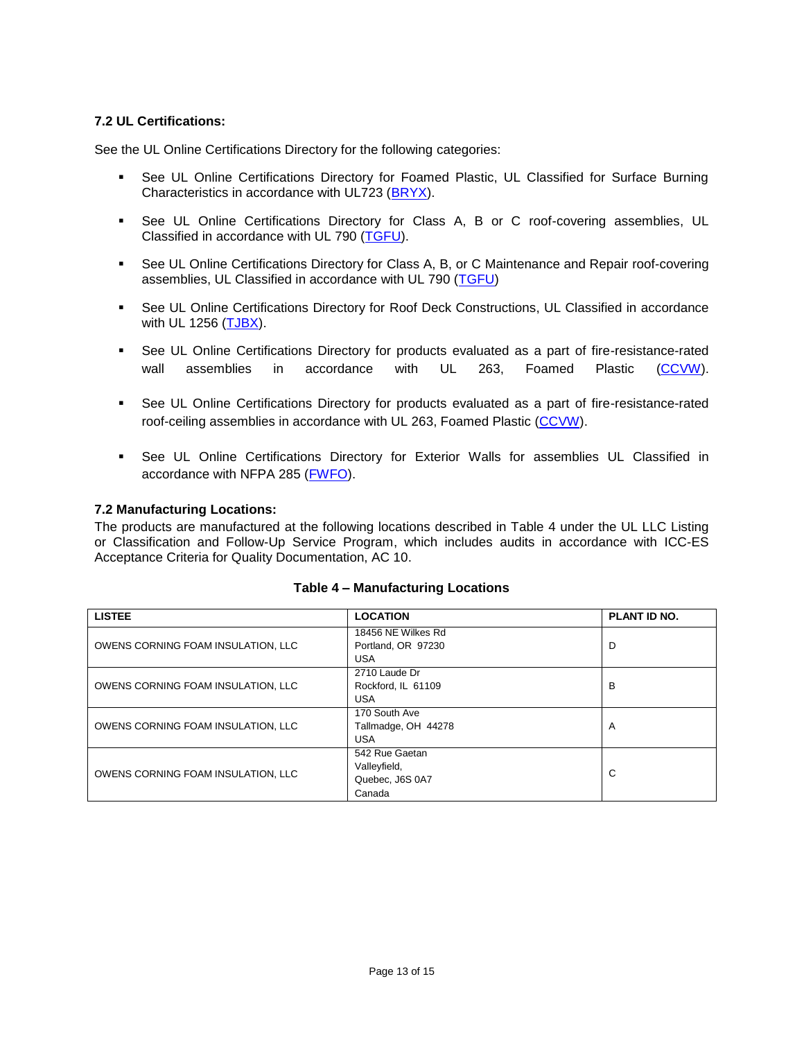### 7.2 UL Certifications:

See the UL Online Certifications Directory for the following categories:

- See UL Online Certifications Directory for Foamed Plastic, UL Classified for Surface Burning Characteristics in accordance with UL723 (BRYX).
- See UL Online Certifications Directory for Class A, B or C roof-covering assemblies, UL Classified in accordance with UL 790 (TGFU).
- See UL Online Certifications Directory for Class A, B, or C Maintenance and Repair roof-covering assemblies, UL Classified in accordance with UL 790 (TGFU)
- See UL Online Certifications Directory for Roof Deck Constructions, UL Classified in accordance with UL 1256 (TJBX).
- See UL Online Certifications Directory for products evaluated as a part of fire-resistance-rated wall assemblies in accordance with UL 263, Foamed Plastic (CCVW).
- See UL Online Certifications Directory for products evaluated as a part of fire-resistance-rated roof-ceiling assemblies in accordance with UL 263, Foamed Plastic (CCVW).
- See UL Online Certifications Directory for Exterior Walls for assemblies UL Classified in accordance with NFPA 285 (FWFO).

### 7.2 Manufacturing Locations:

The products are manufactured at the following locations described in Table 4 under the UL LLC Listing or Classification and Follow-Up Service Program, which includes audits in accordance with ICC-ES Acceptance Criteria for Quality Documentation, AC 10.

**Table 4 – Manufacturing Locations**

| LISTEE | LOCATION | PLANT ID NO. |
|---|---|---|
| OWENS CORNING FOAM INSULATION, LLC | 18456 NE Wilkes Rd<br>Portland, OR 97230<br>USA | D |
| OWENS CORNING FOAM INSULATION, LLC | 2710 Laude Dr<br>Rockford, IL 61109<br>USA | B |
| OWENS CORNING FOAM INSULATION, LLC | 170 South Ave<br>Tallmadge, OH 44278<br>USA | A |
| OWENS CORNING FOAM INSULATION, LLC | 542 Rue Gaetan<br>Valleyfield,<br>Quebec, J6S 0A7<br>Canada | C |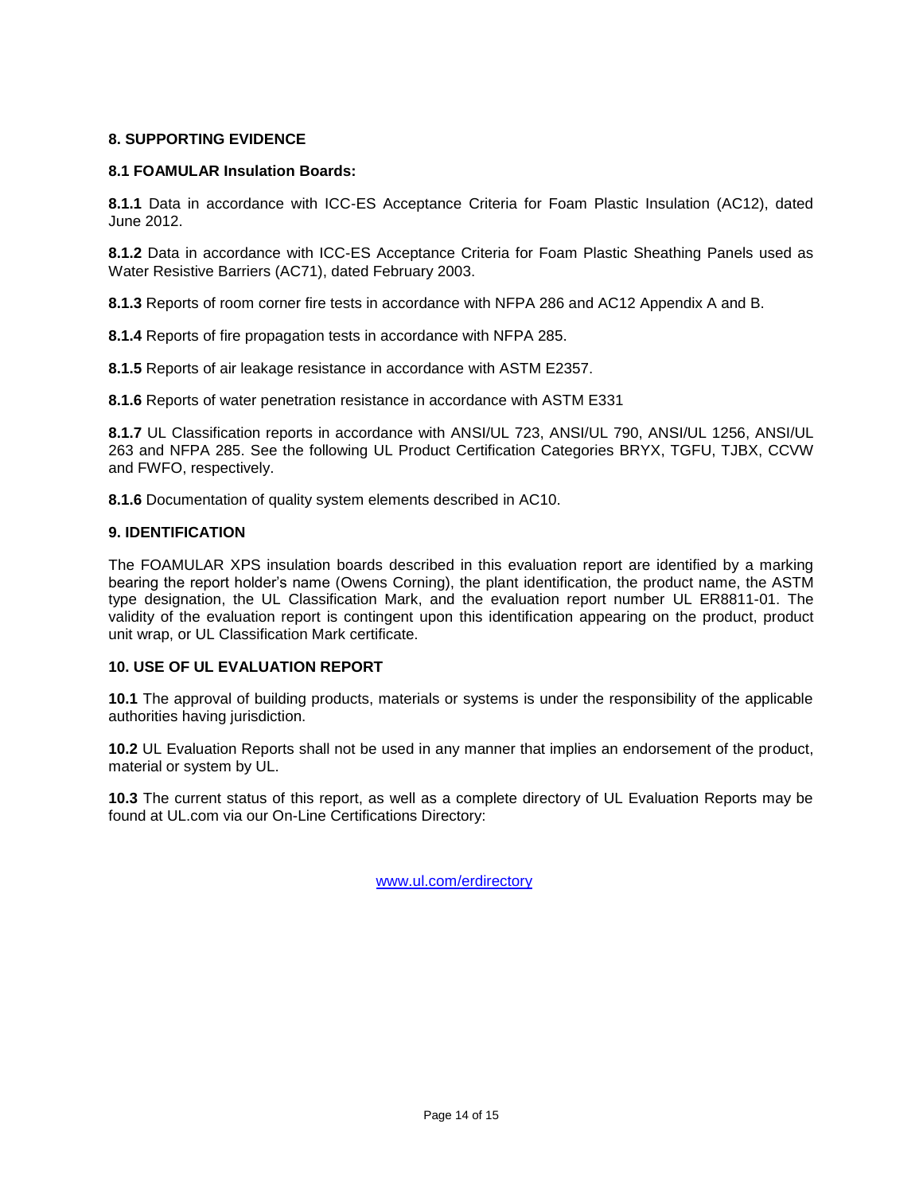## 8. SUPPORTING EVIDENCE

### 8.1 FOAMULAR Insulation Boards:

**8.1.1** Data in accordance with ICC-ES Acceptance Criteria for Foam Plastic Insulation (AC12), dated June 2012.

**8.1.2** Data in accordance with ICC-ES Acceptance Criteria for Foam Plastic Sheathing Panels used as Water Resistive Barriers (AC71), dated February 2003.

**8.1.3** Reports of room corner fire tests in accordance with NFPA 286 and AC12 Appendix A and B.

**8.1.4** Reports of fire propagation tests in accordance with NFPA 285.

**8.1.5** Reports of air leakage resistance in accordance with ASTM E2357.

**8.1.6** Reports of water penetration resistance in accordance with ASTM E331

**8.1.7** UL Classification reports in accordance with ANSI/UL 723, ANSI/UL 790, ANSI/UL 1256, ANSI/UL 263 and NFPA 285. See the following UL Product Certification Categories BRYX, TGFU, TJBX, CCVW and FWFO, respectively.

**8.1.6** Documentation of quality system elements described in AC10.

## 9. IDENTIFICATION

The FOAMULAR XPS insulation boards described in this evaluation report are identified by a marking bearing the report holder's name (Owens Corning), the plant identification, the product name, the ASTM type designation, the UL Classification Mark, and the evaluation report number UL ER8811-01. The validity of the evaluation report is contingent upon this identification appearing on the product, product unit wrap, or UL Classification Mark certificate.

## 10. USE OF UL EVALUATION REPORT

**10.1** The approval of building products, materials or systems is under the responsibility of the applicable authorities having jurisdiction.

**10.2** UL Evaluation Reports shall not be used in any manner that implies an endorsement of the product, material or system by UL.

**10.3** The current status of this report, as well as a complete directory of UL Evaluation Reports may be found at UL.com via our On-Line Certifications Directory:

www.ul.com/erdirectory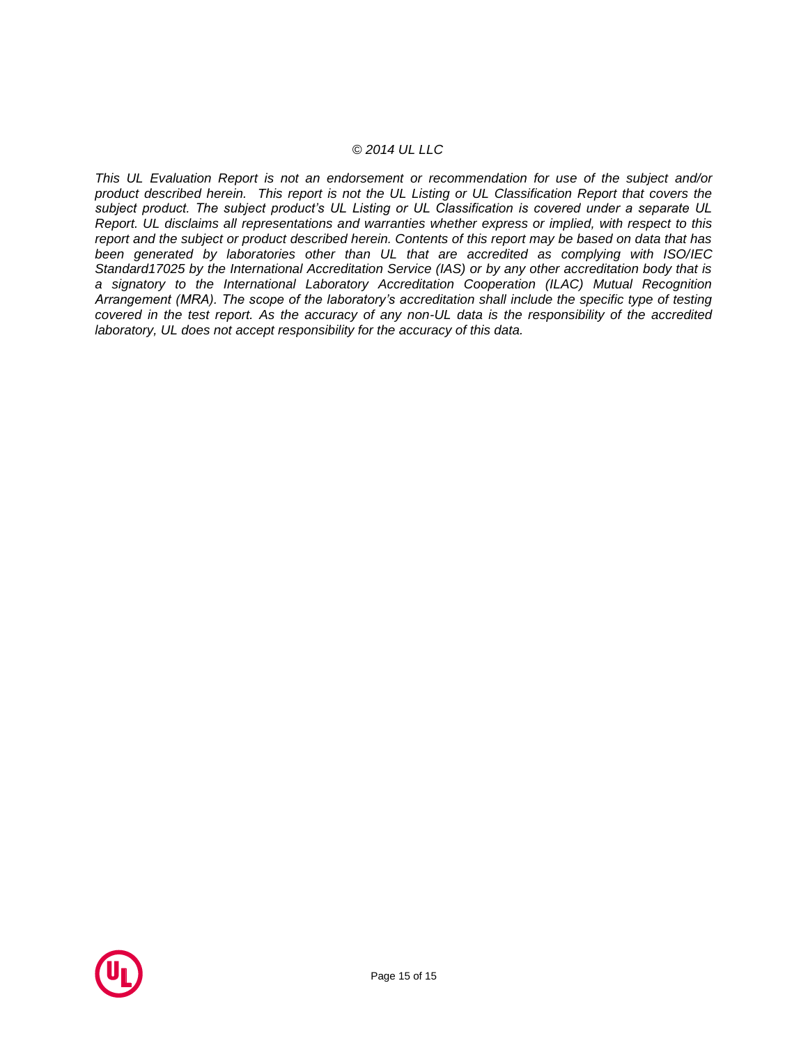*© 2014 UL LLC*

*This UL Evaluation Report is not an endorsement or recommendation for use of the subject and/or product described herein. This report is not the UL Listing or UL Classification Report that covers the subject product. The subject product's UL Listing or UL Classification is covered under a separate UL Report. UL disclaims all representations and warranties whether express or implied, with respect to this report and the subject or product described herein. Contents of this report may be based on data that has been generated by laboratories other than UL that are accredited as complying with ISO/IEC Standard17025 by the International Accreditation Service (IAS) or by any other accreditation body that is a signatory to the International Laboratory Accreditation Cooperation (ILAC) Mutual Recognition Arrangement (MRA). The scope of the laboratory's accreditation shall include the specific type of testing covered in the test report. As the accuracy of any non-UL data is the responsibility of the accredited laboratory, UL does not accept responsibility for the accuracy of this data.*